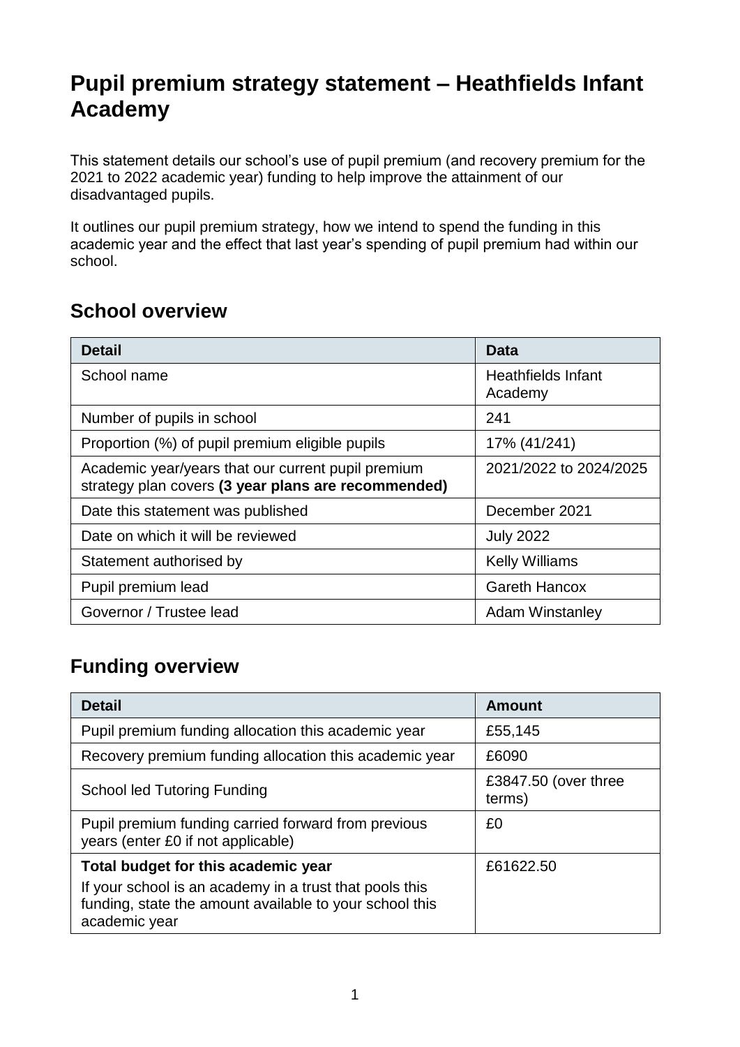# Pupil premium strategy statement – Heathfields Infant Academy

This statement details our school's use of pupil premium (and recovery premium for the 2021 to 2022 academic year) funding to help improve the attainment of our disadvantaged pupils.

It outlines our pupil premium strategy, how we intend to spend the funding in this academic year and the effect that last year's spending of pupil premium had within our school.

## School overview

| Detail | Data |
| --- | --- |
| School name | Heathfields Infant Academy |
| Number of pupils in school | 241 |
| Proportion (%) of pupil premium eligible pupils | 17% (41/241) |
| Academic year/years that our current pupil premium strategy plan covers **(3 year plans are recommended)** | 2021/2022 to 2024/2025 |
| Date this statement was published | December 2021 |
| Date on which it will be reviewed | July 2022 |
| Statement authorised by | Kelly Williams |
| Pupil premium lead | Gareth Hancox |
| Governor / Trustee lead | Adam Winstanley |

## Funding overview

| Detail | Amount |
| --- | --- |
| Pupil premium funding allocation this academic year | £55,145 |
| Recovery premium funding allocation this academic year | £6090 |
| School led Tutoring Funding | £3847.50 (over three terms) |
| Pupil premium funding carried forward from previous years (enter £0 if not applicable) | £0 |
| **Total budget for this academic year**<br>If your school is an academy in a trust that pools this funding, state the amount available to your school this academic year | £61622.50 |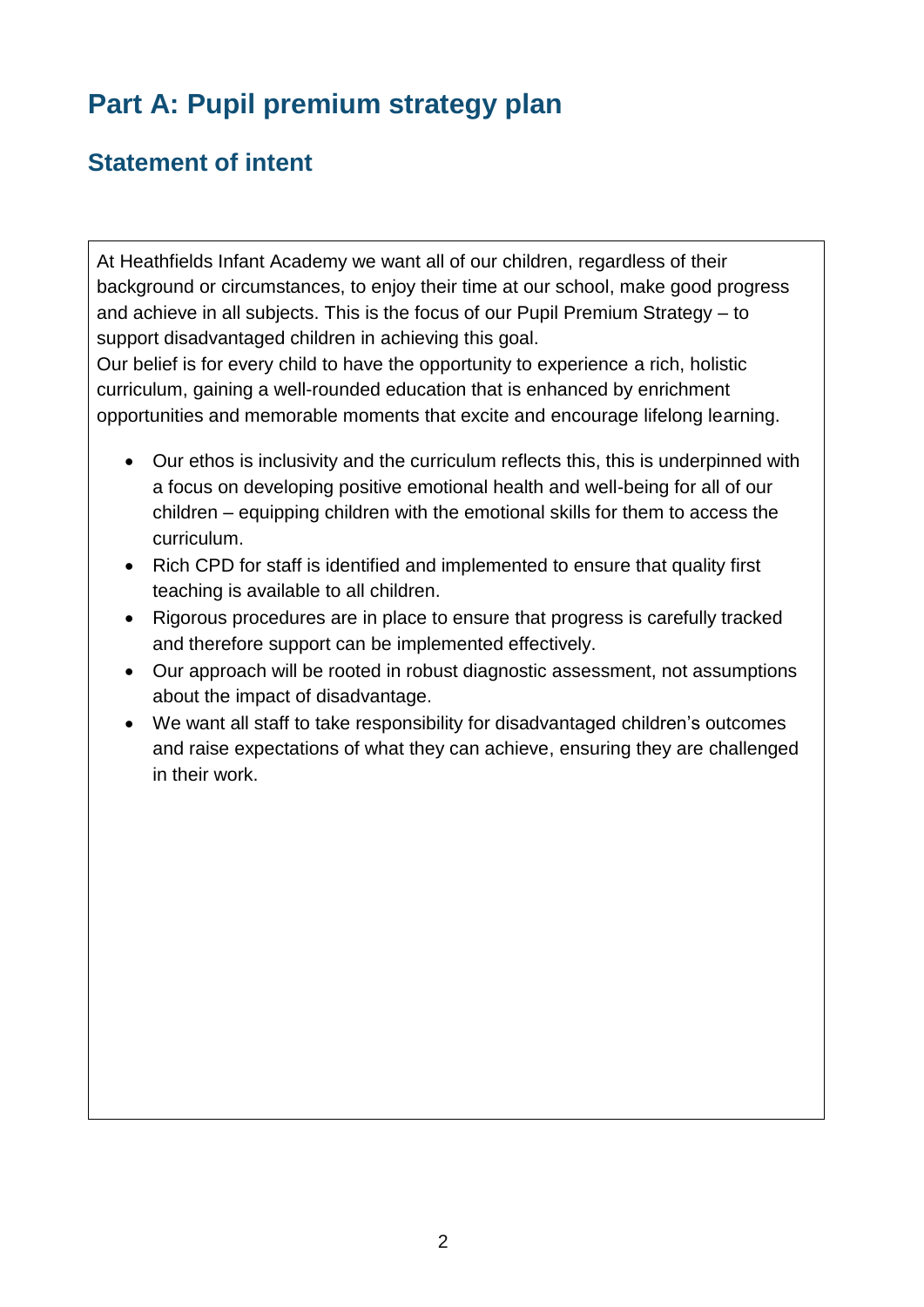# Part A: Pupil premium strategy plan

## Statement of intent

At Heathfields Infant Academy we want all of our children, regardless of their background or circumstances, to enjoy their time at our school, make good progress and achieve in all subjects. This is the focus of our Pupil Premium Strategy – to support disadvantaged children in achieving this goal.
Our belief is for every child to have the opportunity to experience a rich, holistic curriculum, gaining a well-rounded education that is enhanced by enrichment opportunities and memorable moments that excite and encourage lifelong learning.

- Our ethos is inclusivity and the curriculum reflects this, this is underpinned with a focus on developing positive emotional health and well-being for all of our children – equipping children with the emotional skills for them to access the curriculum.
- Rich CPD for staff is identified and implemented to ensure that quality first teaching is available to all children.
- Rigorous procedures are in place to ensure that progress is carefully tracked and therefore support can be implemented effectively.
- Our approach will be rooted in robust diagnostic assessment, not assumptions about the impact of disadvantage.
- We want all staff to take responsibility for disadvantaged children's outcomes and raise expectations of what they can achieve, ensuring they are challenged in their work.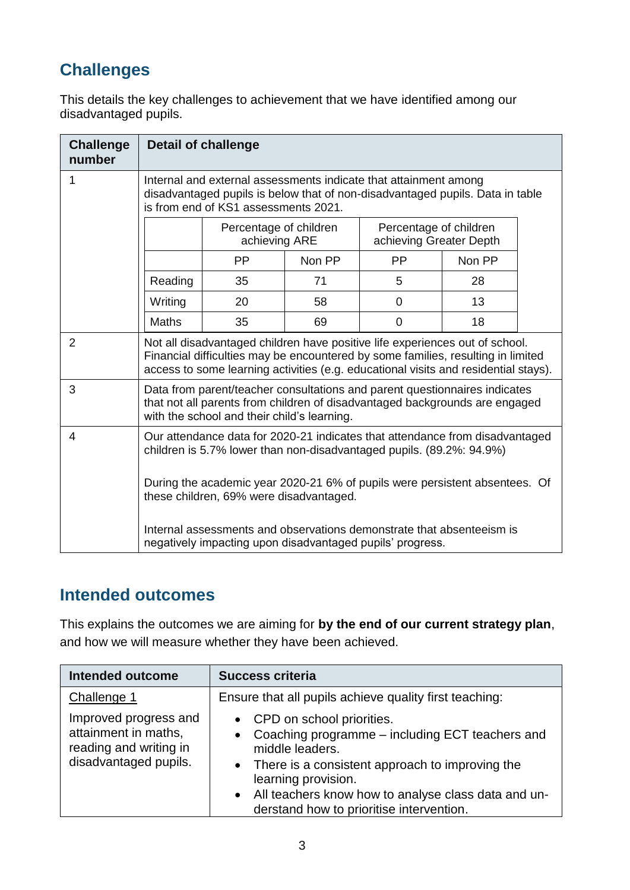## Challenges

This details the key challenges to achievement that we have identified among our disadvantaged pupils.

| Challenge number | Detail of challenge |
|---|---|
| 1 | Internal and external assessments indicate that attainment among disadvantaged pupils is below that of non-disadvantaged pupils. Data in table is from end of KS1 assessments 2021. |
| 2 | Not all disadvantaged children have positive life experiences out of school. Financial difficulties may be encountered by some families, resulting in limited access to some learning activities (e.g. educational visits and residential stays). |
| 3 | Data from parent/teacher consultations and parent questionnaires indicates that not all parents from children of disadvantaged backgrounds are engaged with the school and their child's learning. |
| 4 | Our attendance data for 2020-21 indicates that attendance from disadvantaged children is 5.7% lower than non-disadvantaged pupils. (89.2%: 94.9%)<br><br>During the academic year 2020-21 6% of pupils were persistent absentees. Of these children, 69% were disadvantaged.<br><br>Internal assessments and observations demonstrate that absenteeism is negatively impacting upon disadvantaged pupils' progress. |

Challenge 1 data (end of KS1 assessments 2021):

| | Percentage of children achieving ARE | | Percentage of children achieving Greater Depth | |
|---|---|---|---|---|
| | PP | Non PP | PP | Non PP |
| Reading | 35 | 71 | 5 | 28 |
| Writing | 20 | 58 | 0 | 13 |
| Maths | 35 | 69 | 0 | 18 |

## Intended outcomes

This explains the outcomes we are aiming for **by the end of our current strategy plan**, and how we will measure whether they have been achieved.

| Intended outcome | Success criteria |
|---|---|
| <u>Challenge 1</u><br><br>Improved progress and attainment in maths, reading and writing in disadvantaged pupils. | Ensure that all pupils achieve quality first teaching:<br>• CPD on school priorities.<br>• Coaching programme – including ECT teachers and middle leaders.<br>• There is a consistent approach to improving the learning provision.<br>• All teachers know how to analyse class data and understand how to prioritise intervention. |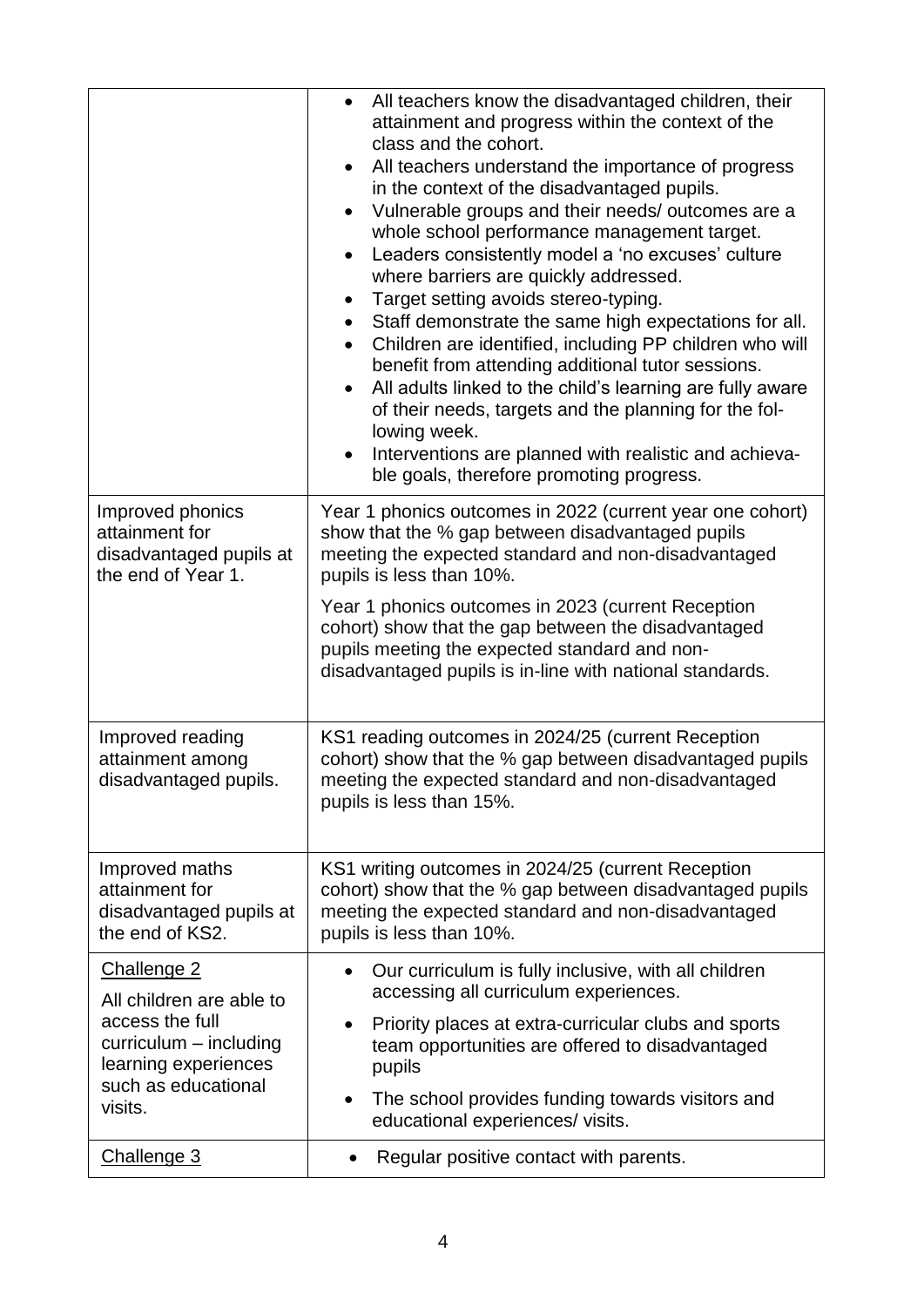| | |
|---|---|
| | • All teachers know the disadvantaged children, their attainment and progress within the context of the class and the cohort.<br>• All teachers understand the importance of progress in the context of the disadvantaged pupils.<br>• Vulnerable groups and their needs/ outcomes are a whole school performance management target.<br>• Leaders consistently model a 'no excuses' culture where barriers are quickly addressed.<br>• Target setting avoids stereo-typing.<br>• Staff demonstrate the same high expectations for all.<br>• Children are identified, including PP children who will benefit from attending additional tutor sessions.<br>• All adults linked to the child's learning are fully aware of their needs, targets and the planning for the following week.<br>• Interventions are planned with realistic and achievable goals, therefore promoting progress. |
| Improved phonics attainment for disadvantaged pupils at the end of Year 1. | Year 1 phonics outcomes in 2022 (current year one cohort) show that the % gap between disadvantaged pupils meeting the expected standard and non-disadvantaged pupils is less than 10%.<br><br>Year 1 phonics outcomes in 2023 (current Reception cohort) show that the gap between the disadvantaged pupils meeting the expected standard and non-disadvantaged pupils is in-line with national standards. |
| Improved reading attainment among disadvantaged pupils. | KS1 reading outcomes in 2024/25 (current Reception cohort) show that the % gap between disadvantaged pupils meeting the expected standard and non-disadvantaged pupils is less than 15%. |
| Improved maths attainment for disadvantaged pupils at the end of KS2. | KS1 writing outcomes in 2024/25 (current Reception cohort) show that the % gap between disadvantaged pupils meeting the expected standard and non-disadvantaged pupils is less than 10%. |
| Challenge 2<br><br>All children are able to access the full curriculum – including learning experiences such as educational visits. | • Our curriculum is fully inclusive, with all children accessing all curriculum experiences.<br>• Priority places at extra-curricular clubs and sports team opportunities are offered to disadvantaged pupils<br>• The school provides funding towards visitors and educational experiences/ visits. |
| Challenge 3 | • Regular positive contact with parents. |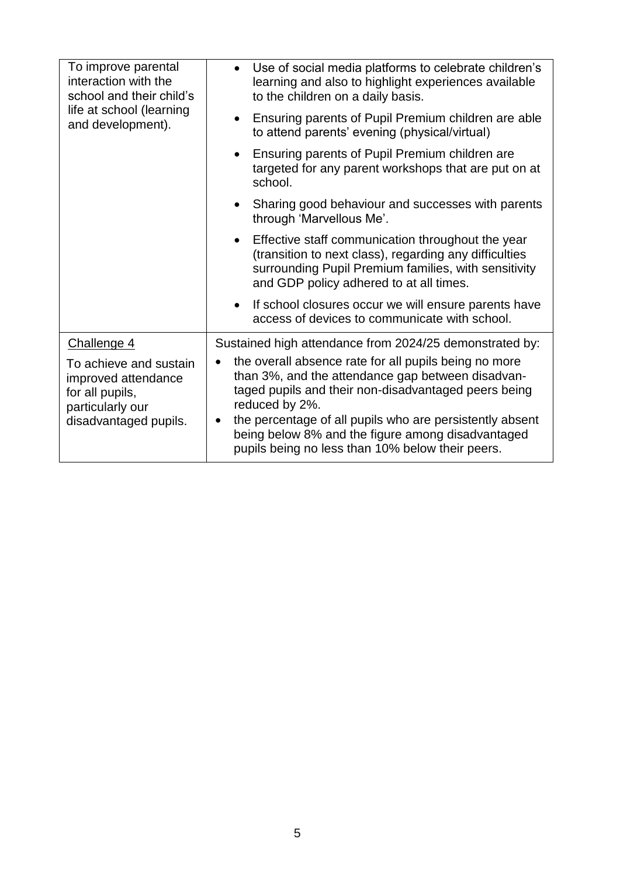| | |
|---|---|
| To improve parental interaction with the school and their child's life at school (learning and development). | • Use of social media platforms to celebrate children's learning and also to highlight experiences available to the children on a daily basis.<br>• Ensuring parents of Pupil Premium children are able to attend parents' evening (physical/virtual)<br>• Ensuring parents of Pupil Premium children are targeted for any parent workshops that are put on at school.<br>• Sharing good behaviour and successes with parents through 'Marvellous Me'.<br>• Effective staff communication throughout the year (transition to next class), regarding any difficulties surrounding Pupil Premium families, with sensitivity and GDP policy adhered to at all times.<br>• If school closures occur we will ensure parents have access of devices to communicate with school. |
| <u>Challenge 4</u><br>To achieve and sustain improved attendance for all pupils, particularly our disadvantaged pupils. | Sustained high attendance from 2024/25 demonstrated by:<br>• the overall absence rate for all pupils being no more than 3%, and the attendance gap between disadvantaged pupils and their non-disadvantaged peers being reduced by 2%.<br>• the percentage of all pupils who are persistently absent being below 8% and the figure among disadvantaged pupils being no less than 10% below their peers. |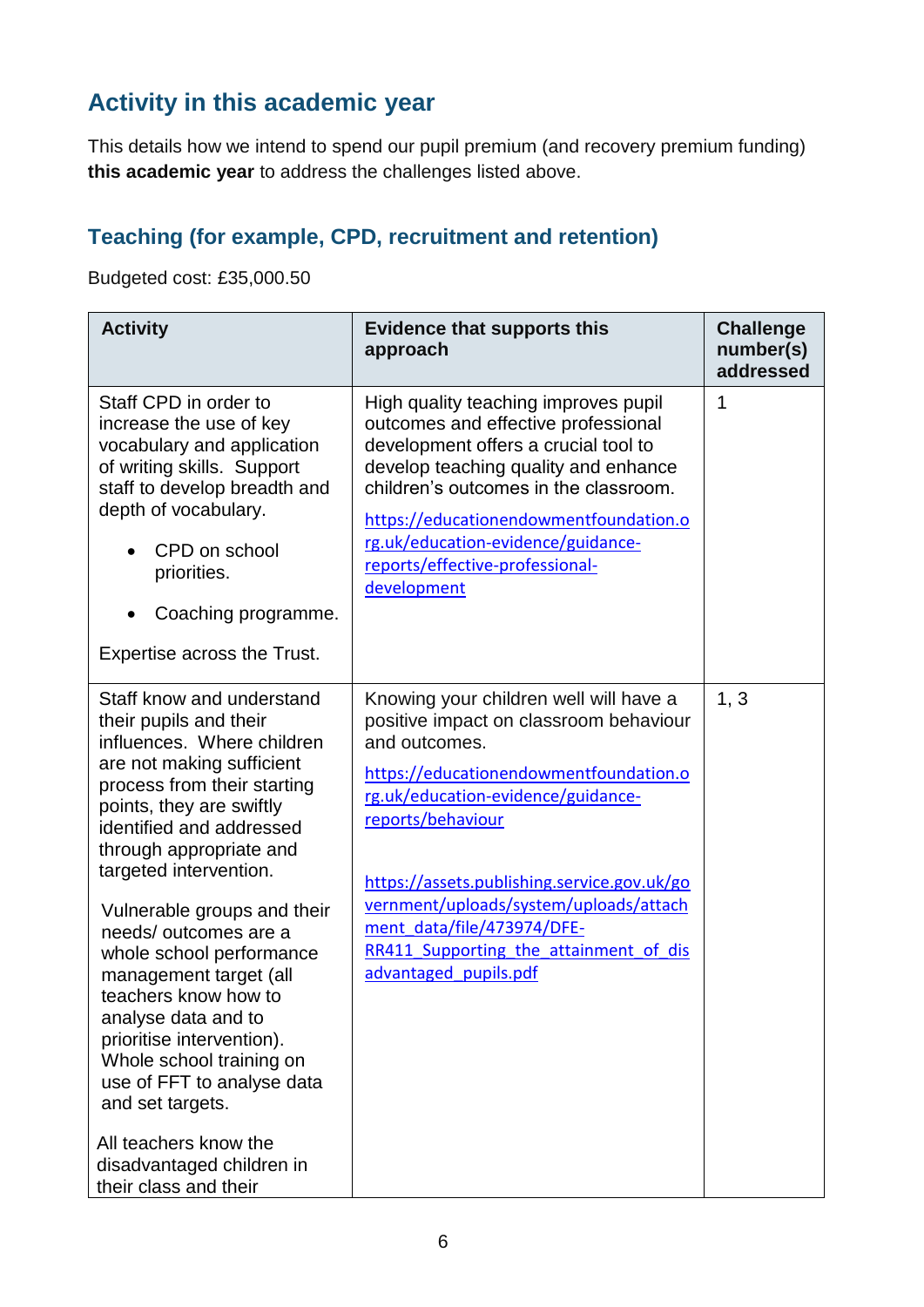## Activity in this academic year

This details how we intend to spend our pupil premium (and recovery premium funding) **this academic year** to address the challenges listed above.

### Teaching (for example, CPD, recruitment and retention)

Budgeted cost: £35,000.50

| Activity | Evidence that supports this approach | Challenge number(s) addressed |
|---|---|---|
| Staff CPD in order to increase the use of key vocabulary and application of writing skills. Support staff to develop breadth and depth of vocabulary.<br>• CPD on school priorities.<br>• Coaching programme.<br>Expertise across the Trust. | High quality teaching improves pupil outcomes and effective professional development offers a crucial tool to develop teaching quality and enhance children's outcomes in the classroom.<br>https://educationendowmentfoundation.org.uk/education-evidence/guidance-reports/effective-professional-development | 1 |
| Staff know and understand their pupils and their influences. Where children are not making sufficient process from their starting points, they are swiftly identified and addressed through appropriate and targeted intervention.<br>Vulnerable groups and their needs/ outcomes are a whole school performance management target (all teachers know how to analyse data and to prioritise intervention). Whole school training on use of FFT to analyse data and set targets.<br>All teachers know the disadvantaged children in their class and their | Knowing your children well will have a positive impact on classroom behaviour and outcomes.<br>https://educationendowmentfoundation.org.uk/education-evidence/guidance-reports/behaviour<br>https://assets.publishing.service.gov.uk/government/uploads/system/uploads/attachment_data/file/473974/DFE-RR411_Supporting_the_attainment_of_disadvantaged_pupils.pdf | 1, 3 |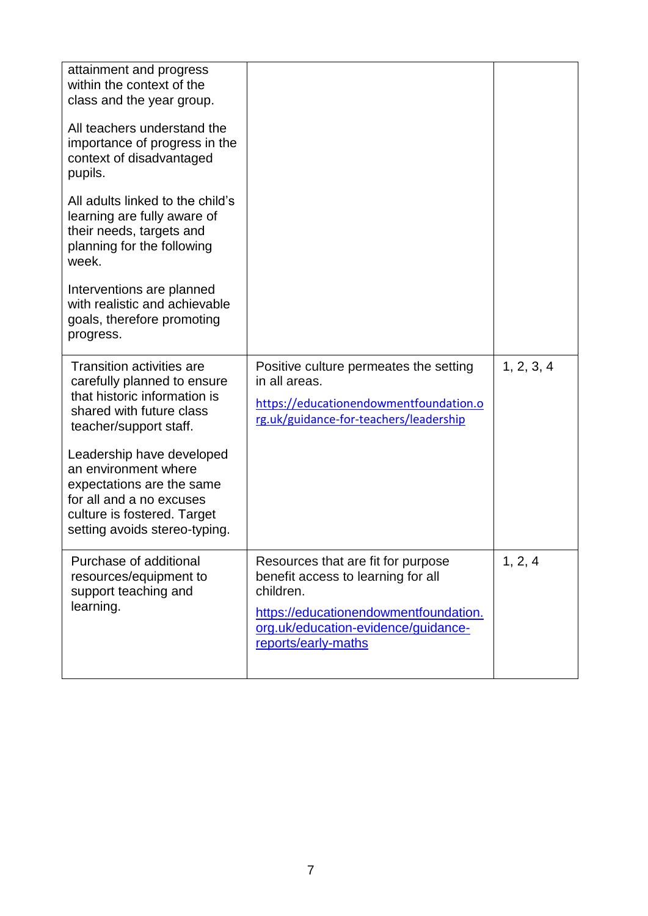| | | |
|---|---|---|
| attainment and progress within the context of the class and the year group.<br><br>All teachers understand the importance of progress in the context of disadvantaged pupils.<br><br>All adults linked to the child's learning are fully aware of their needs, targets and planning for the following week.<br><br>Interventions are planned with realistic and achievable goals, therefore promoting progress. | | |
| Transition activities are carefully planned to ensure that historic information is shared with future class teacher/support staff.<br><br>Leadership have developed an environment where expectations are the same for all and a no excuses culture is fostered. Target setting avoids stereo-typing. | Positive culture permeates the setting in all areas.<br><br>https://educationendowmentfoundation.org.uk/guidance-for-teachers/leadership | 1, 2, 3, 4 |
| Purchase of additional resources/equipment to support teaching and learning. | Resources that are fit for purpose benefit access to learning for all children.<br><br>https://educationendowmentfoundation.org.uk/education-evidence/guidance-reports/early-maths | 1, 2, 4 |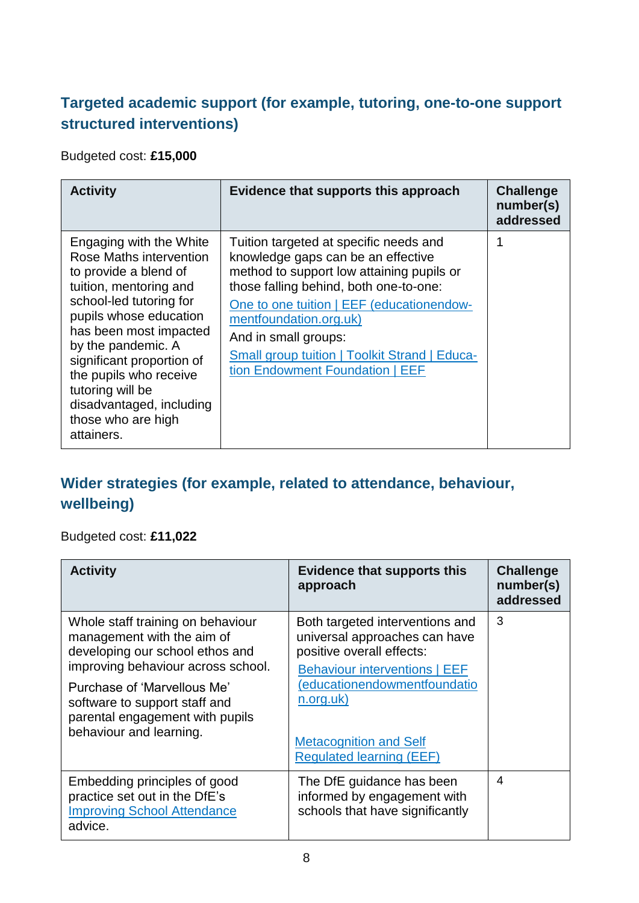## Targeted academic support (for example, tutoring, one-to-one support structured interventions)

Budgeted cost: **£15,000**

| Activity | Evidence that supports this approach | Challenge number(s) addressed |
|---|---|---|
| Engaging with the White Rose Maths intervention to provide a blend of tuition, mentoring and school-led tutoring for pupils whose education has been most impacted by the pandemic. A significant proportion of the pupils who receive tutoring will be disadvantaged, including those who are high attainers. | Tuition targeted at specific needs and knowledge gaps can be an effective method to support low attaining pupils or those falling behind, both one-to-one: One to one tuition \| EEF (educationendowmentfoundation.org.uk) And in small groups: Small group tuition \| Toolkit Strand \| Education Endowment Foundation \| EEF | 1 |

## Wider strategies (for example, related to attendance, behaviour, wellbeing)

Budgeted cost: **£11,022**

| Activity | Evidence that supports this approach | Challenge number(s) addressed |
|---|---|---|
| Whole staff training on behaviour management with the aim of developing our school ethos and improving behaviour across school. Purchase of 'Marvellous Me' software to support staff and parental engagement with pupils behaviour and learning. | Both targeted interventions and universal approaches can have positive overall effects: Behaviour interventions \| EEF (educationendowmentfoundation.org.uk) Metacognition and Self Regulated learning (EEF) | 3 |
| Embedding principles of good practice set out in the DfE's Improving School Attendance advice. | The DfE guidance has been informed by engagement with schools that have significantly | 4 |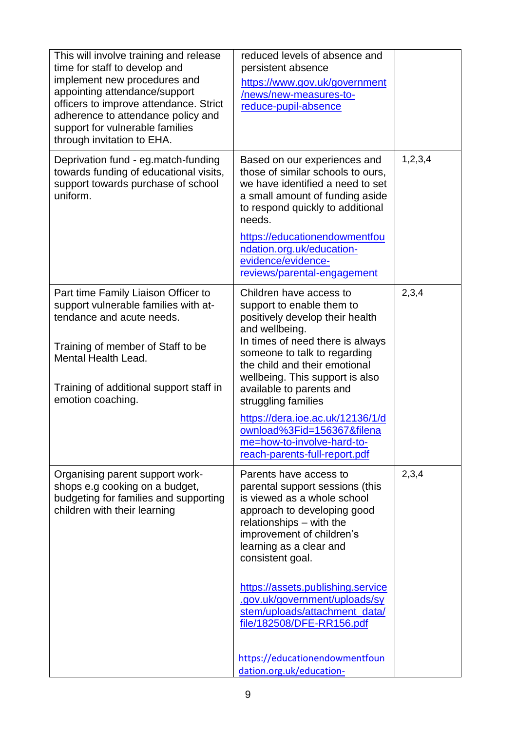| | | |
|---|---|---|
| This will involve training and release time for staff to develop and implement new procedures and appointing attendance/support officers to improve attendance. Strict adherence to attendance policy and support for vulnerable families through invitation to EHA. | reduced levels of absence and persistent absence https://www.gov.uk/government/news/new-measures-to-reduce-pupil-absence | |
| Deprivation fund - eg.match-funding towards funding of educational visits, support towards purchase of school uniform. | Based on our experiences and those of similar schools to ours, we have identified a need to set a small amount of funding aside to respond quickly to additional needs. https://educationendowmentfoundation.org.uk/education-evidence/evidence-reviews/parental-engagement | 1,2,3,4 |
| Part time Family Liaison Officer to support vulnerable families with attendance and acute needs. Training of member of Staff to be Mental Health Lead. Training of additional support staff in emotion coaching. | Children have access to support to enable them to positively develop their health and wellbeing. In times of need there is always someone to talk to regarding the child and their emotional wellbeing. This support is also available to parents and struggling families https://dera.ioe.ac.uk/12136/1/download%3Fid=156367&filename=how-to-involve-hard-to-reach-parents-full-report.pdf | 2,3,4 |
| Organising parent support workshops e.g cooking on a budget, budgeting for families and supporting children with their learning | Parents have access to parental support sessions (this is viewed as a whole school approach to developing good relationships – with the improvement of children's learning as a clear and consistent goal. https://assets.publishing.service.gov.uk/government/uploads/system/uploads/attachment_data/file/182508/DFE-RR156.pdf https://educationendowmentfoundation.org.uk/education- | 2,3,4 |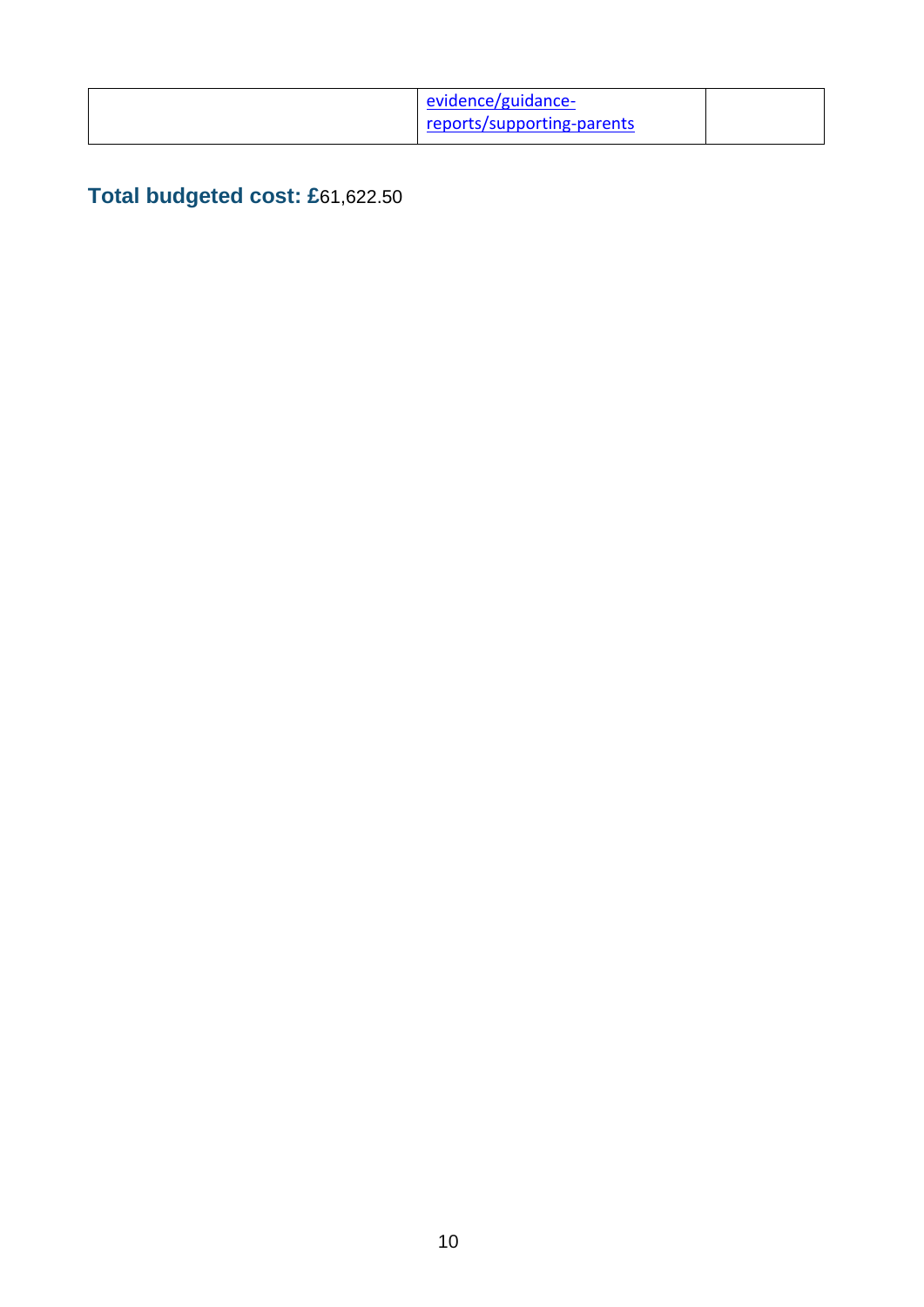| | | |
|---|---|---|
| | evidence/guidance-reports/supporting-parents | |

**Total budgeted cost: £**61,622.50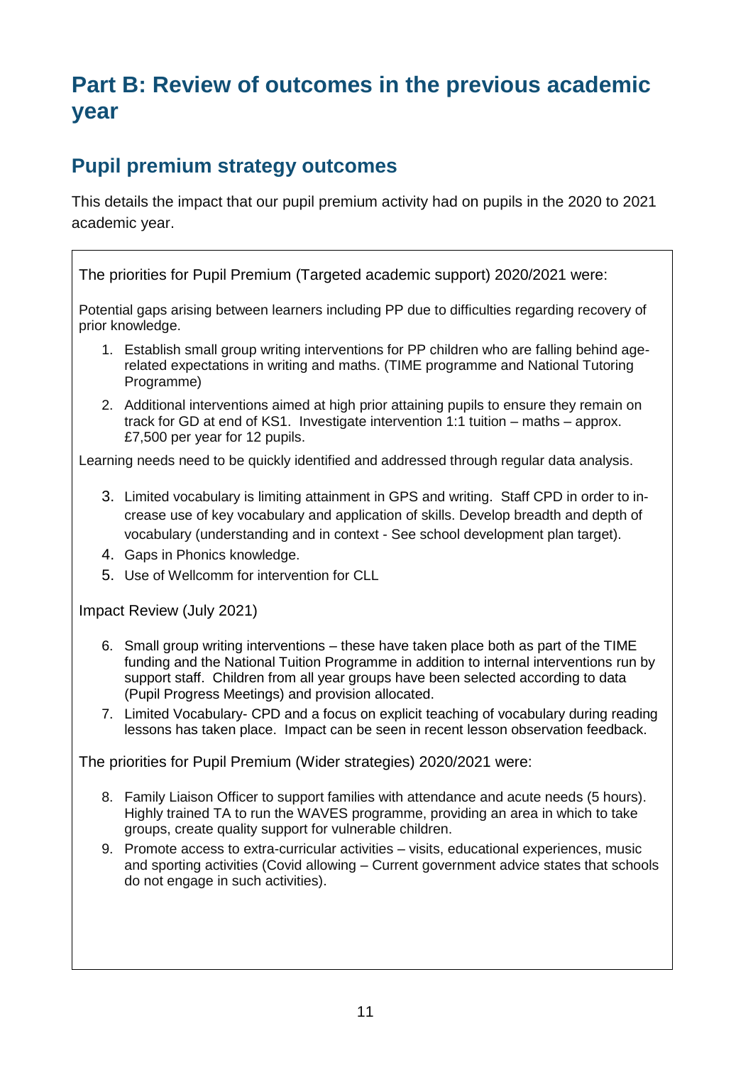# Part B: Review of outcomes in the previous academic year

## Pupil premium strategy outcomes

This details the impact that our pupil premium activity had on pupils in the 2020 to 2021 academic year.

The priorities for Pupil Premium (Targeted academic support) 2020/2021 were:

Potential gaps arising between learners including PP due to difficulties regarding recovery of prior knowledge.

1. Establish small group writing interventions for PP children who are falling behind age-related expectations in writing and maths. (TIME programme and National Tutoring Programme)
2. Additional interventions aimed at high prior attaining pupils to ensure they remain on track for GD at end of KS1. Investigate intervention 1:1 tuition – maths – approx. £7,500 per year for 12 pupils.

Learning needs need to be quickly identified and addressed through regular data analysis.

3. Limited vocabulary is limiting attainment in GPS and writing. Staff CPD in order to increase use of key vocabulary and application of skills. Develop breadth and depth of vocabulary (understanding and in context - See school development plan target).
4. Gaps in Phonics knowledge.
5. Use of Wellcomm for intervention for CLL

Impact Review (July 2021)

6. Small group writing interventions – these have taken place both as part of the TIME funding and the National Tuition Programme in addition to internal interventions run by support staff. Children from all year groups have been selected according to data (Pupil Progress Meetings) and provision allocated.
7. Limited Vocabulary- CPD and a focus on explicit teaching of vocabulary during reading lessons has taken place. Impact can be seen in recent lesson observation feedback.

The priorities for Pupil Premium (Wider strategies) 2020/2021 were:

8. Family Liaison Officer to support families with attendance and acute needs (5 hours). Highly trained TA to run the WAVES programme, providing an area in which to take groups, create quality support for vulnerable children.
9. Promote access to extra-curricular activities – visits, educational experiences, music and sporting activities (Covid allowing – Current government advice states that schools do not engage in such activities).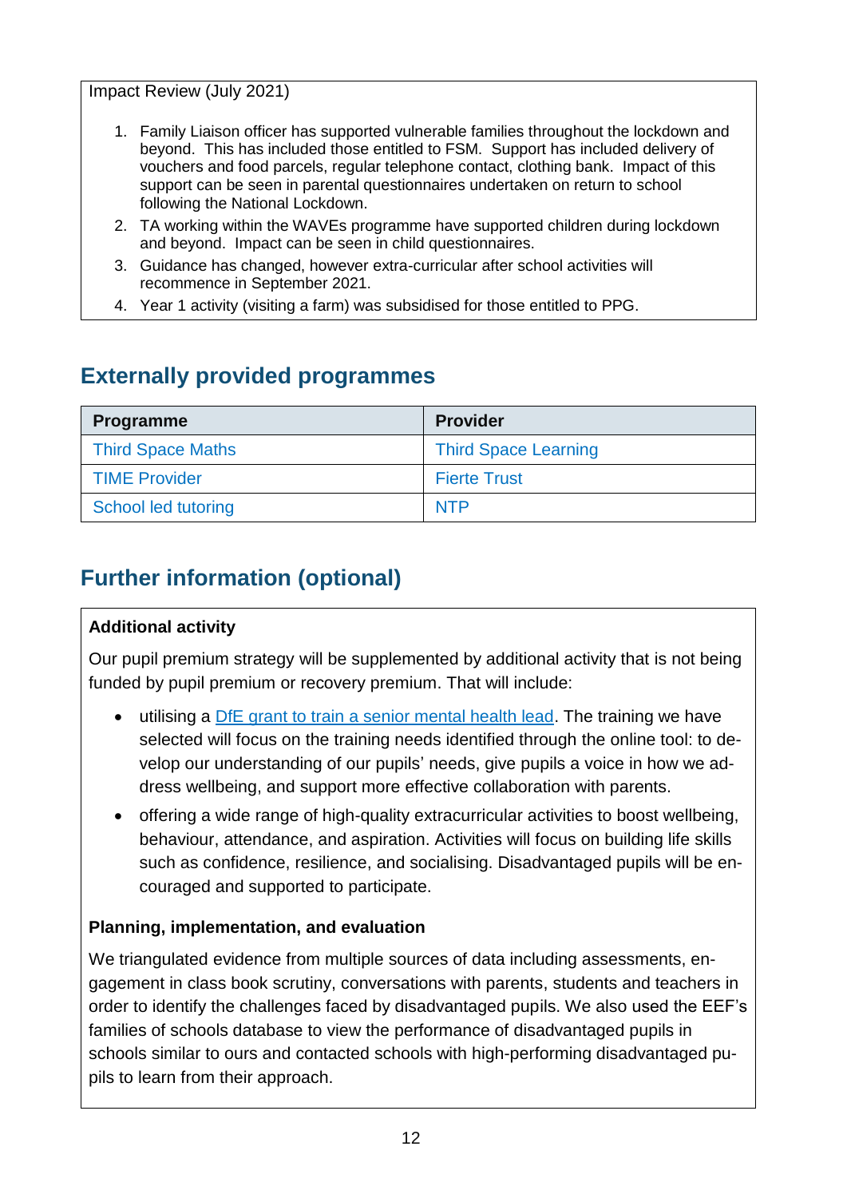Impact Review (July 2021)

1. Family Liaison officer has supported vulnerable families throughout the lockdown and beyond. This has included those entitled to FSM. Support has included delivery of vouchers and food parcels, regular telephone contact, clothing bank. Impact of this support can be seen in parental questionnaires undertaken on return to school following the National Lockdown.
2. TA working within the WAVEs programme have supported children during lockdown and beyond. Impact can be seen in child questionnaires.
3. Guidance has changed, however extra-curricular after school activities will recommence in September 2021.
4. Year 1 activity (visiting a farm) was subsidised for those entitled to PPG.

## Externally provided programmes

| Programme | Provider |
|---|---|
| Third Space Maths | Third Space Learning |
| TIME Provider | Fierte Trust |
| School led tutoring | NTP |

## Further information (optional)

**Additional activity**

Our pupil premium strategy will be supplemented by additional activity that is not being funded by pupil premium or recovery premium. That will include:

- utilising a DfE grant to train a senior mental health lead. The training we have selected will focus on the training needs identified through the online tool: to develop our understanding of our pupils' needs, give pupils a voice in how we address wellbeing, and support more effective collaboration with parents.
- offering a wide range of high-quality extracurricular activities to boost wellbeing, behaviour, attendance, and aspiration. Activities will focus on building life skills such as confidence, resilience, and socialising. Disadvantaged pupils will be encouraged and supported to participate.

**Planning, implementation, and evaluation**

We triangulated evidence from multiple sources of data including assessments, engagement in class book scrutiny, conversations with parents, students and teachers in order to identify the challenges faced by disadvantaged pupils. We also used the EEF's families of schools database to view the performance of disadvantaged pupils in schools similar to ours and contacted schools with high-performing disadvantaged pupils to learn from their approach.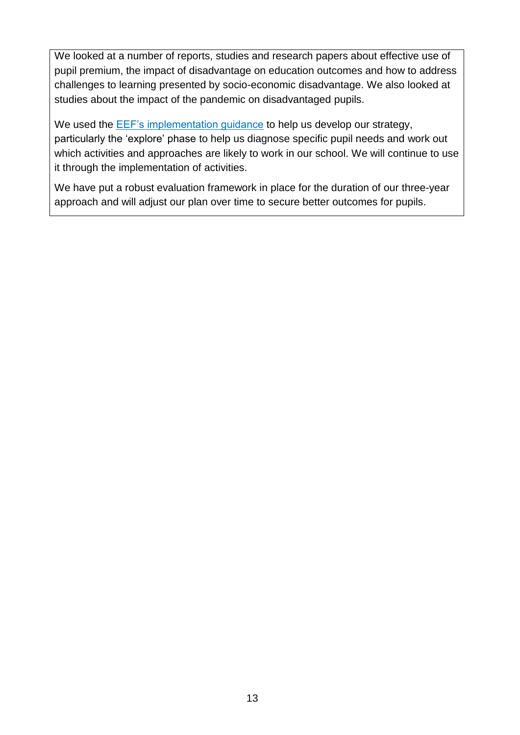We looked at a number of reports, studies and research papers about effective use of pupil premium, the impact of disadvantage on education outcomes and how to address challenges to learning presented by socio-economic disadvantage. We also looked at studies about the impact of the pandemic on disadvantaged pupils.

We used the [EEF's implementation guidance]() to help us develop our strategy, particularly the 'explore' phase to help us diagnose specific pupil needs and work out which activities and approaches are likely to work in our school. We will continue to use it through the implementation of activities.

We have put a robust evaluation framework in place for the duration of our three-year approach and will adjust our plan over time to secure better outcomes for pupils.